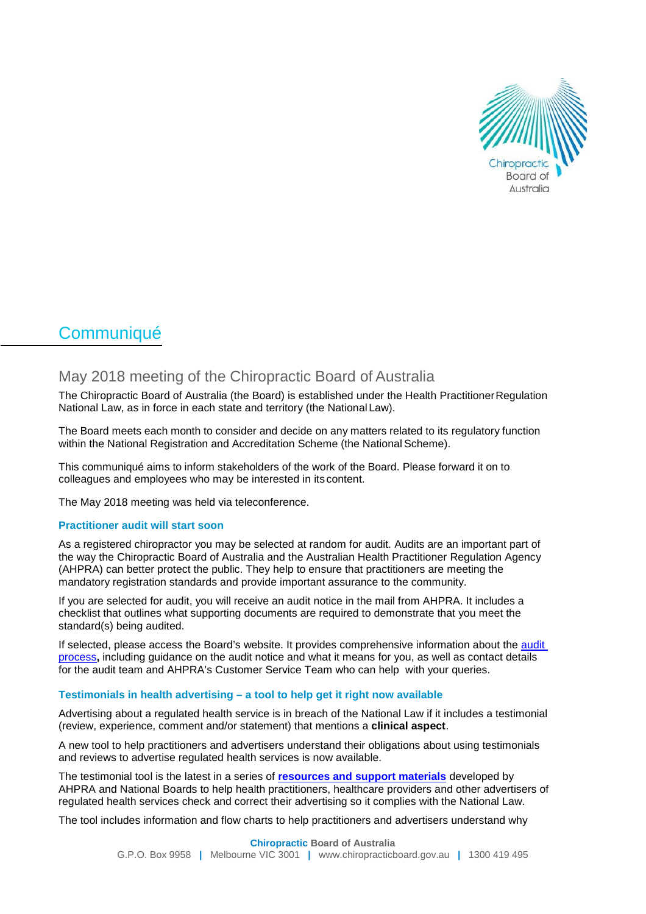# Communiqué

## May 2018 meeting of the Chiropractic Board of Australia

The Chiropractic Board of Australia (the Board) is established under the Health Practitioner Regulation National Law, as in force in each state and territory (the National Law).

The Board meets each month to consider and decide on any matters related to its regulatory function within the National Registration and Accreditation Scheme (the National Scheme).

This communiqué aims to inform stakeholders of the work of the Board. Please forward it on to colleagues and employees who may be interested in its content.

The May 2018 meeting was held via teleconference.

### Practitioner audit will start soon

As a registered chiropractor you may be selected at random for audit. Audits are an important part of the way the Chiropractic Board of Australia and the Australian Health Practitioner Regulation Agency (AHPRA) can better protect the public. They help to ensure that practitioners are meeting the mandatory registration standards and provide important assurance to the community.

If you are selected for audit, you will receive an audit notice in the mail from AHPRA. It includes a checklist that outlines what supporting documents are required to demonstrate that you meet the standard(s) being audited.

If selected, please access the Board's website. It provides comprehensive information about the audit process**,** including guidance on the audit notice and what it means for you, as well as contact details for the audit team and AHPRA's Customer Service Team who can help with your queries.

### Testimonials in health advertising – a tool to help get it right now available

Advertising about a regulated health service is in breach of the National Law if it includes a testimonial (review, experience, comment and/or statement) that mentions a **clinical aspect**.

A new tool to help practitioners and advertisers understand their obligations about using testimonials and reviews to advertise regulated health services is now available.

The testimonial tool is the latest in a series of **resources and support materials** developed by AHPRA and National Boards to help health practitioners, healthcare providers and other advertisers of regulated health services check and correct their advertising so it complies with the National Law.

The tool includes information and flow charts to help practitioners and advertisers understand why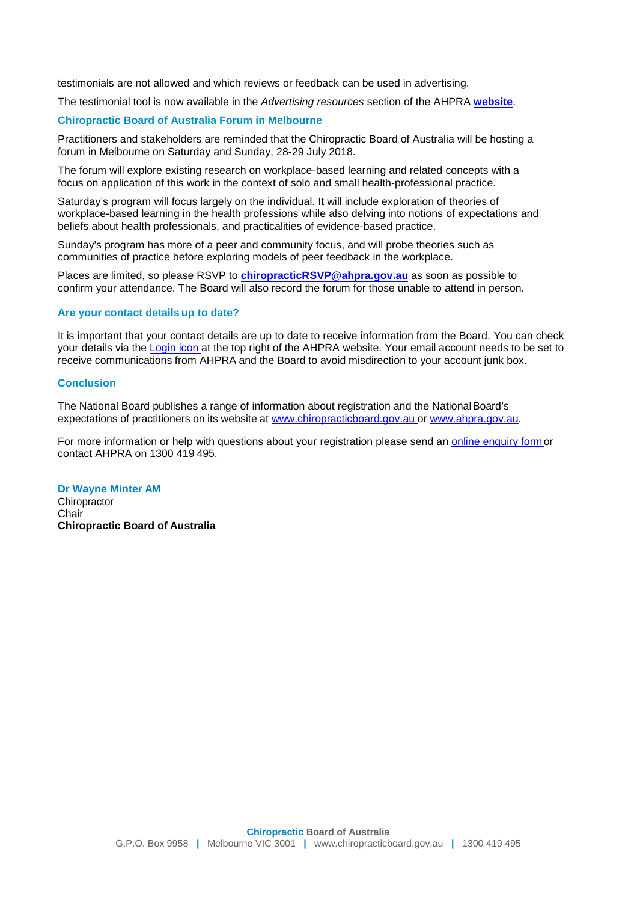testimonials are not allowed and which reviews or feedback can be used in advertising.

The testimonial tool is now available in the *Advertising resources* section of the AHPRA **website**.

### Chiropractic Board of Australia Forum in Melbourne

Practitioners and stakeholders are reminded that the Chiropractic Board of Australia will be hosting a forum in Melbourne on Saturday and Sunday, 28-29 July 2018.

The forum will explore existing research on workplace-based learning and related concepts with a focus on application of this work in the context of solo and small health-professional practice.

Saturday's program will focus largely on the individual. It will include exploration of theories of workplace-based learning in the health professions while also delving into notions of expectations and beliefs about health professionals, and practicalities of evidence-based practice.

Sunday's program has more of a peer and community focus, and will probe theories such as communities of practice before exploring models of peer feedback in the workplace.

Places are limited, so please RSVP to **chiropracticRSVP@ahpra.gov.au** as soon as possible to confirm your attendance. The Board will also record the forum for those unable to attend in person.

### Are your contact details up to date?

It is important that your contact details are up to date to receive information from the Board. You can check your details via the Login icon at the top right of the AHPRA website. Your email account needs to be set to receive communications from AHPRA and the Board to avoid misdirection to your account junk box.

### Conclusion

The National Board publishes a range of information about registration and the National Board's expectations of practitioners on its website at www.chiropracticboard.gov.au or www.ahpra.gov.au.

For more information or help with questions about your registration please send an online enquiry form or contact AHPRA on 1300 419 495.

**Dr Wayne Minter AM**
Chiropractor
Chair
**Chiropractic Board of Australia**